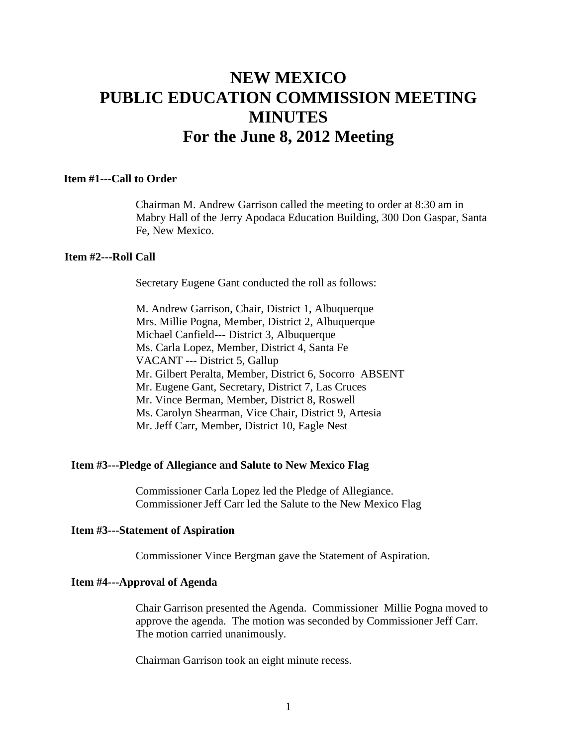# NEW MEXICO PUBLIC EDUCATION COMMISSION MEETING MINUTES For the June 8, 2012 Meeting

**Item #1---Call to Order**

Chairman M. Andrew Garrison called the meeting to order at 8:30 am in Mabry Hall of the Jerry Apodaca Education Building, 300 Don Gaspar, Santa Fe, New Mexico.

**Item #2---Roll Call**

Secretary Eugene Gant conducted the roll as follows:

M. Andrew Garrison, Chair, District 1, Albuquerque
Mrs. Millie Pogna, Member, District 2, Albuquerque
Michael Canfield--- District 3, Albuquerque
Ms. Carla Lopez, Member, District 4, Santa Fe
VACANT --- District 5, Gallup
Mr. Gilbert Peralta, Member, District 6, Socorro ABSENT
Mr. Eugene Gant, Secretary, District 7, Las Cruces
Mr. Vince Berman, Member, District 8, Roswell
Ms. Carolyn Shearman, Vice Chair, District 9, Artesia
Mr. Jeff Carr, Member, District 10, Eagle Nest

**Item #3---Pledge of Allegiance and Salute to New Mexico Flag**

Commissioner Carla Lopez led the Pledge of Allegiance.
Commissioner Jeff Carr led the Salute to the New Mexico Flag

**Item #3---Statement of Aspiration**

Commissioner Vince Bergman gave the Statement of Aspiration.

**Item #4---Approval of Agenda**

Chair Garrison presented the Agenda. Commissioner Millie Pogna moved to approve the agenda. The motion was seconded by Commissioner Jeff Carr. The motion carried unanimously.

Chairman Garrison took an eight minute recess.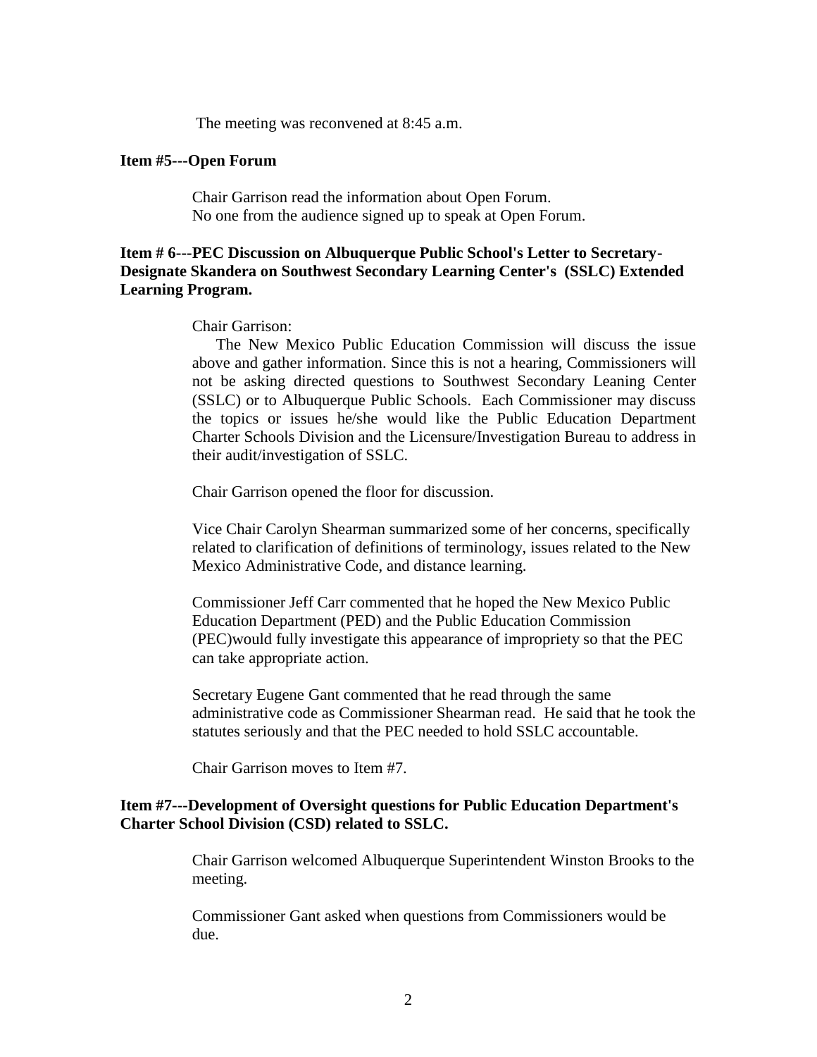The meeting was reconvened at 8:45 a.m.

**Item #5---Open Forum**

Chair Garrison read the information about Open Forum.
No one from the audience signed up to speak at Open Forum.

**Item # 6---PEC Discussion on Albuquerque Public School's Letter to Secretary-Designate Skandera on Southwest Secondary Learning Center's (SSLC) Extended Learning Program.**

Chair Garrison:

The New Mexico Public Education Commission will discuss the issue above and gather information. Since this is not a hearing, Commissioners will not be asking directed questions to Southwest Secondary Leaning Center (SSLC) or to Albuquerque Public Schools. Each Commissioner may discuss the topics or issues he/she would like the Public Education Department Charter Schools Division and the Licensure/Investigation Bureau to address in their audit/investigation of SSLC.

Chair Garrison opened the floor for discussion.

Vice Chair Carolyn Shearman summarized some of her concerns, specifically related to clarification of definitions of terminology, issues related to the New Mexico Administrative Code, and distance learning.

Commissioner Jeff Carr commented that he hoped the New Mexico Public Education Department (PED) and the Public Education Commission (PEC)would fully investigate this appearance of impropriety so that the PEC can take appropriate action.

Secretary Eugene Gant commented that he read through the same administrative code as Commissioner Shearman read. He said that he took the statutes seriously and that the PEC needed to hold SSLC accountable.

Chair Garrison moves to Item #7.

**Item #7---Development of Oversight questions for Public Education Department's Charter School Division (CSD) related to SSLC.**

Chair Garrison welcomed Albuquerque Superintendent Winston Brooks to the meeting.

Commissioner Gant asked when questions from Commissioners would be due.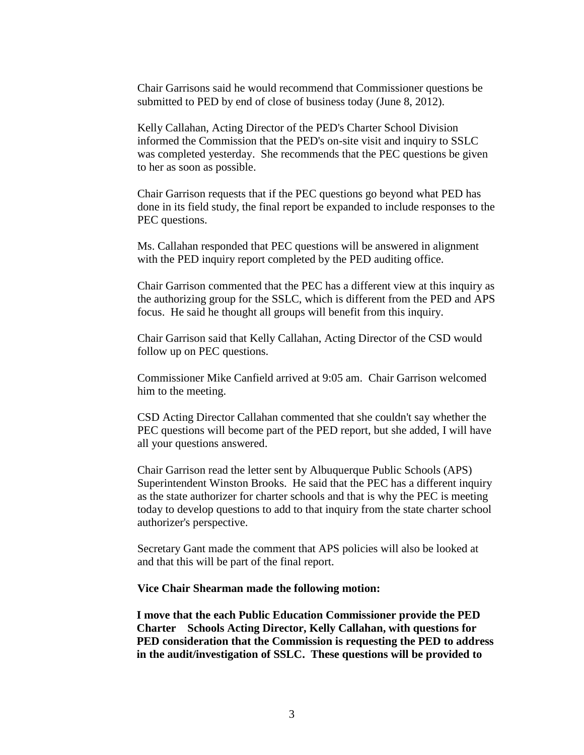Chair Garrisons said he would recommend that Commissioner questions be submitted to PED by end of close of business today (June 8, 2012).

Kelly Callahan, Acting Director of the PED's Charter School Division informed the Commission that the PED's on-site visit and inquiry to SSLC was completed yesterday. She recommends that the PEC questions be given to her as soon as possible.

Chair Garrison requests that if the PEC questions go beyond what PED has done in its field study, the final report be expanded to include responses to the PEC questions.

Ms. Callahan responded that PEC questions will be answered in alignment with the PED inquiry report completed by the PED auditing office.

Chair Garrison commented that the PEC has a different view at this inquiry as the authorizing group for the SSLC, which is different from the PED and APS focus. He said he thought all groups will benefit from this inquiry.

Chair Garrison said that Kelly Callahan, Acting Director of the CSD would follow up on PEC questions.

Commissioner Mike Canfield arrived at 9:05 am. Chair Garrison welcomed him to the meeting.

CSD Acting Director Callahan commented that she couldn't say whether the PEC questions will become part of the PED report, but she added, I will have all your questions answered.

Chair Garrison read the letter sent by Albuquerque Public Schools (APS) Superintendent Winston Brooks. He said that the PEC has a different inquiry as the state authorizer for charter schools and that is why the PEC is meeting today to develop questions to add to that inquiry from the state charter school authorizer's perspective.

Secretary Gant made the comment that APS policies will also be looked at and that this will be part of the final report.

**Vice Chair Shearman made the following motion:**

**I move that the each Public Education Commissioner provide the PED Charter Schools Acting Director, Kelly Callahan, with questions for PED consideration that the Commission is requesting the PED to address in the audit/investigation of SSLC. These questions will be provided to**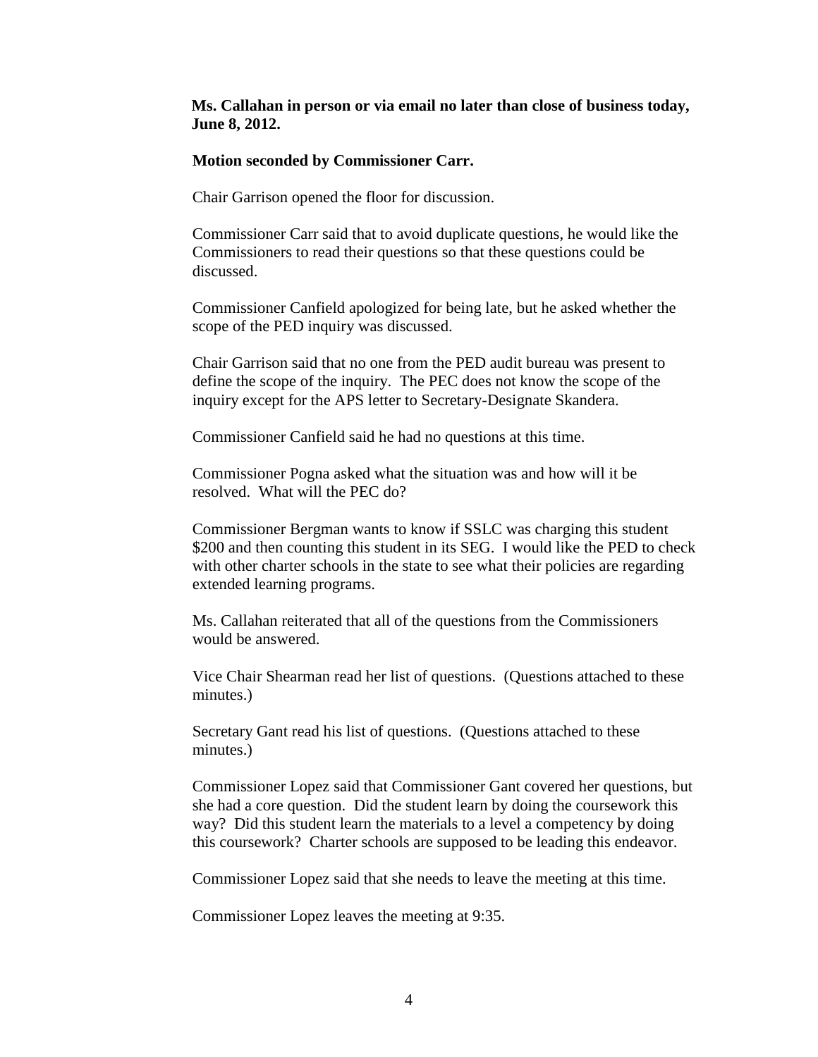**Ms. Callahan in person or via email no later than close of business today, June 8, 2012.**

**Motion seconded by Commissioner Carr.**

Chair Garrison opened the floor for discussion.

Commissioner Carr said that to avoid duplicate questions, he would like the Commissioners to read their questions so that these questions could be discussed.

Commissioner Canfield apologized for being late, but he asked whether the scope of the PED inquiry was discussed.

Chair Garrison said that no one from the PED audit bureau was present to define the scope of the inquiry. The PEC does not know the scope of the inquiry except for the APS letter to Secretary-Designate Skandera.

Commissioner Canfield said he had no questions at this time.

Commissioner Pogna asked what the situation was and how will it be resolved. What will the PEC do?

Commissioner Bergman wants to know if SSLC was charging this student $200 and then counting this student in its SEG. I would like the PED to check with other charter schools in the state to see what their policies are regarding extended learning programs.

Ms. Callahan reiterated that all of the questions from the Commissioners would be answered.

Vice Chair Shearman read her list of questions. (Questions attached to these minutes.)

Secretary Gant read his list of questions. (Questions attached to these minutes.)

Commissioner Lopez said that Commissioner Gant covered her questions, but she had a core question. Did the student learn by doing the coursework this way? Did this student learn the materials to a level a competency by doing this coursework? Charter schools are supposed to be leading this endeavor.

Commissioner Lopez said that she needs to leave the meeting at this time.

Commissioner Lopez leaves the meeting at 9:35.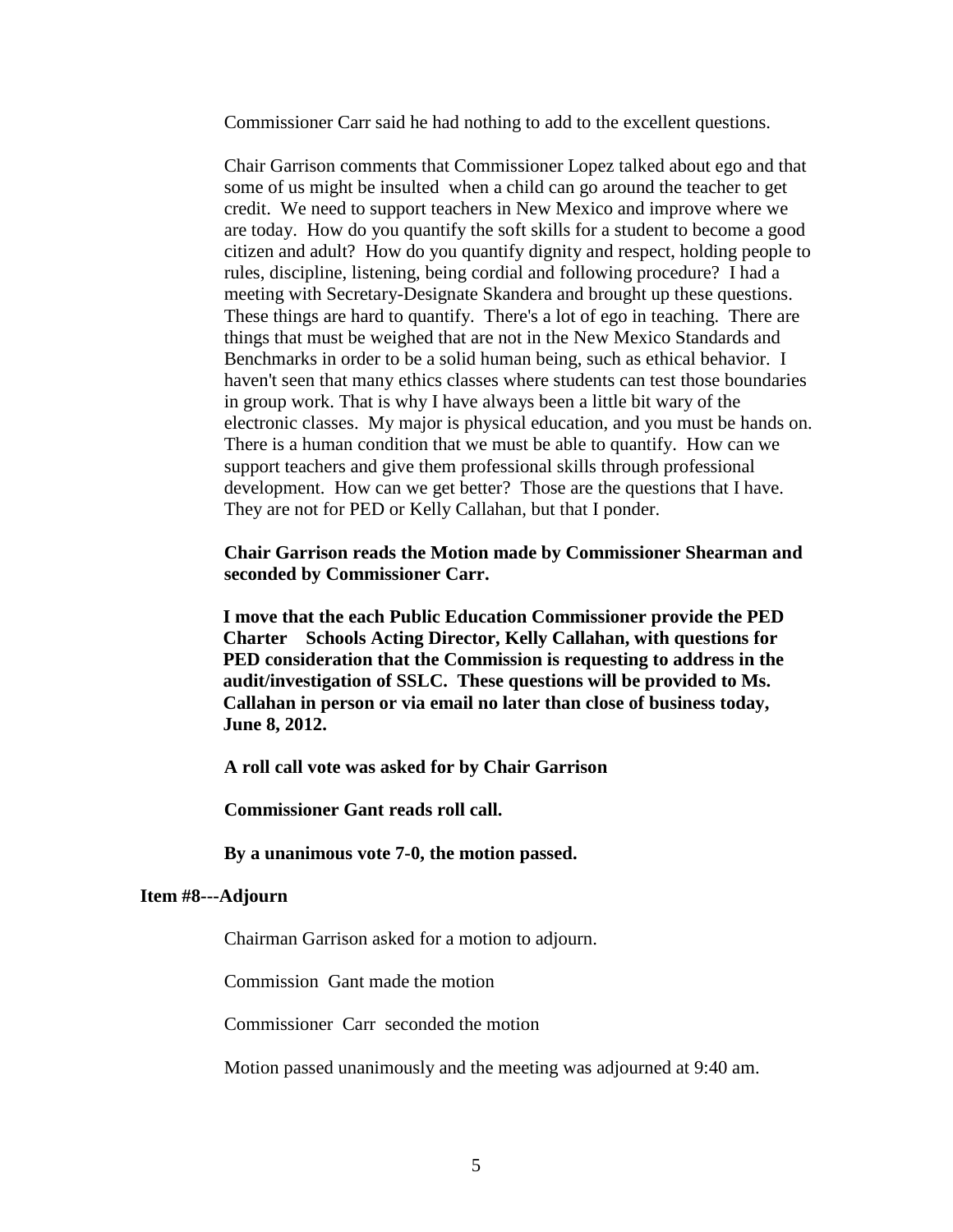Commissioner Carr said he had nothing to add to the excellent questions.

Chair Garrison comments that Commissioner Lopez talked about ego and that some of us might be insulted when a child can go around the teacher to get credit. We need to support teachers in New Mexico and improve where we are today. How do you quantify the soft skills for a student to become a good citizen and adult? How do you quantify dignity and respect, holding people to rules, discipline, listening, being cordial and following procedure? I had a meeting with Secretary-Designate Skandera and brought up these questions. These things are hard to quantify. There's a lot of ego in teaching. There are things that must be weighed that are not in the New Mexico Standards and Benchmarks in order to be a solid human being, such as ethical behavior. I haven't seen that many ethics classes where students can test those boundaries in group work. That is why I have always been a little bit wary of the electronic classes. My major is physical education, and you must be hands on. There is a human condition that we must be able to quantify. How can we support teachers and give them professional skills through professional development. How can we get better? Those are the questions that I have. They are not for PED or Kelly Callahan, but that I ponder.

**Chair Garrison reads the Motion made by Commissioner Shearman and seconded by Commissioner Carr.**

**I move that the each Public Education Commissioner provide the PED Charter Schools Acting Director, Kelly Callahan, with questions for PED consideration that the Commission is requesting to address in the audit/investigation of SSLC. These questions will be provided to Ms. Callahan in person or via email no later than close of business today, June 8, 2012.**

**A roll call vote was asked for by Chair Garrison**

**Commissioner Gant reads roll call.**

**By a unanimous vote 7-0, the motion passed.**

**Item #8---Adjourn**

Chairman Garrison asked for a motion to adjourn.

Commission Gant made the motion

Commissioner Carr seconded the motion

Motion passed unanimously and the meeting was adjourned at 9:40 am.